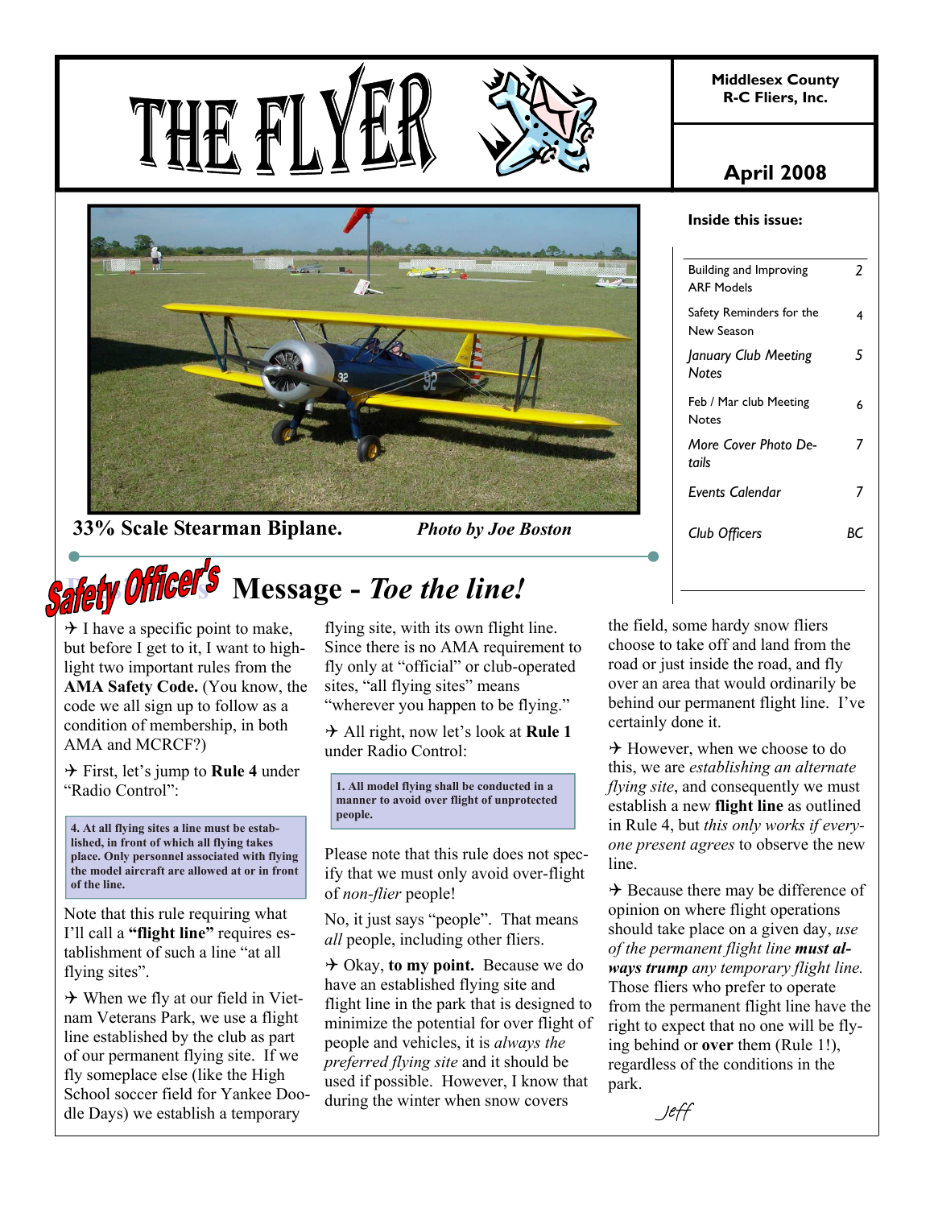# THE FLYER

**Middlesex County R-C Fliers, Inc.**

**April 2008**

**33% Scale Stearman Biplane.** ***Photo by Joe Boston***

**Inside this issue:**

| | |
|---|---|
| Building and Improving ARF Models | 2 |
| Safety Reminders for the New Season | 4 |
| *January Club Meeting Notes* | 5 |
| Feb / Mar club Meeting Notes | 6 |
| *More Cover Photo Details* | 7 |
| *Events Calendar* | 7 |
| *Club Officers* | BC |

## Safety Officer's Message - *Toe the line!*

✈ I have a specific point to make, but before I get to it, I want to highlight two important rules from the **AMA Safety Code.** (You know, the code we all sign up to follow as a condition of membership, in both AMA and MCRCF?)

✈ First, let's jump to **Rule 4** under "Radio Control":

> **4. At all flying sites a line must be established, in front of which all flying takes place. Only personnel associated with flying the model aircraft are allowed at or in front of the line.**

Note that this rule requiring what I'll call a **"flight line"** requires establishment of such a line "at all flying sites".

✈ When we fly at our field in Vietnam Veterans Park, we use a flight line established by the club as part of our permanent flying site. If we fly someplace else (like the High School soccer field for Yankee Doodle Days) we establish a temporary flying site, with its own flight line. Since there is no AMA requirement to fly only at "official" or club-operated sites, "all flying sites" means "wherever you happen to be flying."

✈ All right, now let's look at **Rule 1** under Radio Control:

> **1. All model flying shall be conducted in a manner to avoid over flight of unprotected people.**

Please note that this rule does not specify that we must only avoid over-flight of *non-flier* people!

No, it just says "people". That means *all* people, including other fliers.

✈ Okay, **to my point.** Because we do have an established flying site and flight line in the park that is designed to minimize the potential for over flight of people and vehicles, it is *always the preferred flying site* and it should be used if possible. However, I know that during the winter when snow covers the field, some hardy snow fliers choose to take off and land from the road or just inside the road, and fly over an area that would ordinarily be behind our permanent flight line. I've certainly done it.

✈ However, when we choose to do this, we are *establishing an alternate flying site*, and consequently we must establish a new **flight line** as outlined in Rule 4, but *this only works if everyone present agrees* to observe the new line.

✈ Because there may be difference of opinion on where flight operations should take place on a given day, *use of the permanent flight line* ***must always trump*** *any temporary flight line.* Those fliers who prefer to operate from the permanent flight line have the right to expect that no one will be flying behind or **over** them (Rule 1!), regardless of the conditions in the park.

*Jeff*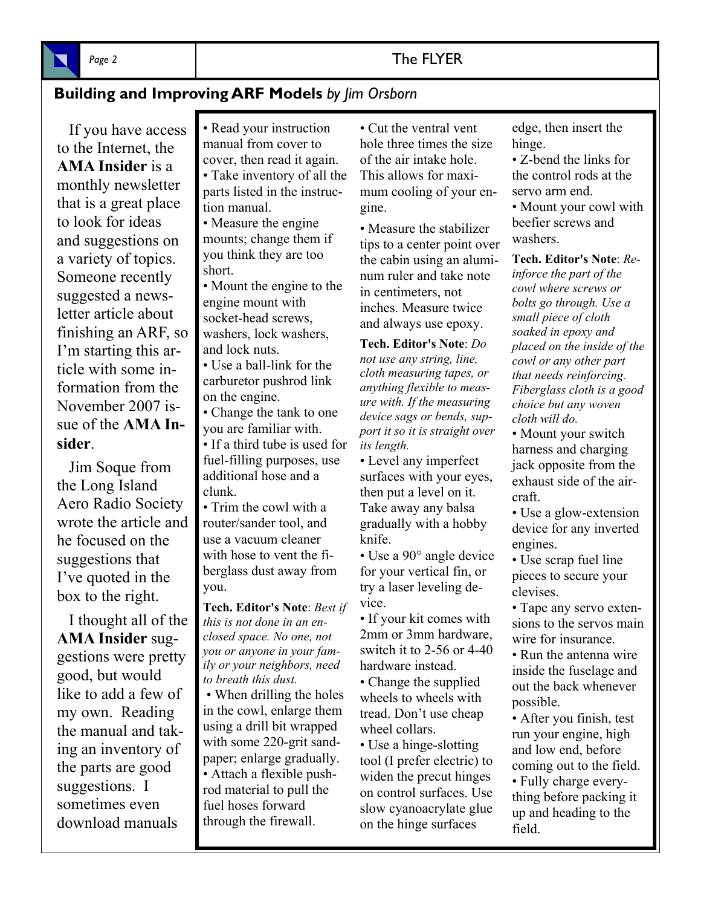## Building and Improving ARF Models *by Jim Orsborn*

If you have access to the Internet, the **AMA Insider** is a monthly newsletter that is a great place to look for ideas and suggestions on a variety of topics. Someone recently suggested a newsletter article about finishing an ARF, so I'm starting this article with some information from the November 2007 issue of the **AMA Insider**.

Jim Soque from the Long Island Aero Radio Society wrote the article and he focused on the suggestions that I've quoted in the box to the right.

I thought all of the **AMA Insider** suggestions were pretty good, but would like to add a few of my own. Reading the manual and taking an inventory of the parts are good suggestions. I sometimes even download manuals

- Read your instruction manual from cover to cover, then read it again.
- Take inventory of all the parts listed in the instruction manual.
- Measure the engine mounts; change them if you think they are too short.
- Mount the engine to the engine mount with socket-head screws, washers, lock washers, and lock nuts.
- Use a ball-link for the carburetor pushrod link on the engine.
- Change the tank to one you are familiar with.
- If a third tube is used for fuel-filling purposes, use additional hose and a clunk.
- Trim the cowl with a router/sander tool, and use a vacuum cleaner with hose to vent the fiberglass dust away from you.

**Tech. Editor's Note**: *Best if this is not done in an enclosed space. No one, not you or anyone in your family or your neighbors, need to breath this dust.*

- When drilling the holes in the cowl, enlarge them using a drill bit wrapped with some 220-grit sandpaper; enlarge gradually.
- Attach a flexible pushrod material to pull the fuel hoses forward through the firewall.
- Cut the ventral vent hole three times the size of the air intake hole. This allows for maximum cooling of your engine.
- Measure the stabilizer tips to a center point over the cabin using an aluminum ruler and take note in centimeters, not inches. Measure twice and always use epoxy.

**Tech. Editor's Note**: *Do not use any string, line, cloth measuring tapes, or anything flexible to measure with. If the measuring device sags or bends, support it so it is straight over its length.*

- Level any imperfect surfaces with your eyes, then put a level on it. Take away any balsa gradually with a hobby knife.
- Use a 90° angle device for your vertical fin, or try a laser leveling device.
- If your kit comes with 2mm or 3mm hardware, switch it to 2-56 or 4-40 hardware instead.
- Change the supplied wheels to wheels with tread. Don't use cheap wheel collars.
- Use a hinge-slotting tool (I prefer electric) to widen the precut hinges on control surfaces. Use slow cyanoacrylate glue on the hinge surfaces edge, then insert the hinge.
- Z-bend the links for the control rods at the servo arm end.
- Mount your cowl with beefier screws and washers.

**Tech. Editor's Note**: *Reinforce the part of the cowl where screws or bolts go through. Use a small piece of cloth soaked in epoxy and placed on the inside of the cowl or any other part that needs reinforcing. Fiberglass cloth is a good choice but any woven cloth will do.*

- Mount your switch harness and charging jack opposite from the exhaust side of the aircraft.
- Use a glow-extension device for any inverted engines.
- Use scrap fuel line pieces to secure your clevises.
- Tape any servo extensions to the servos main wire for insurance.
- Run the antenna wire inside the fuselage and out the back whenever possible.
- After you finish, test run your engine, high and low end, before coming out to the field.
- Fully charge everything before packing it up and heading to the field.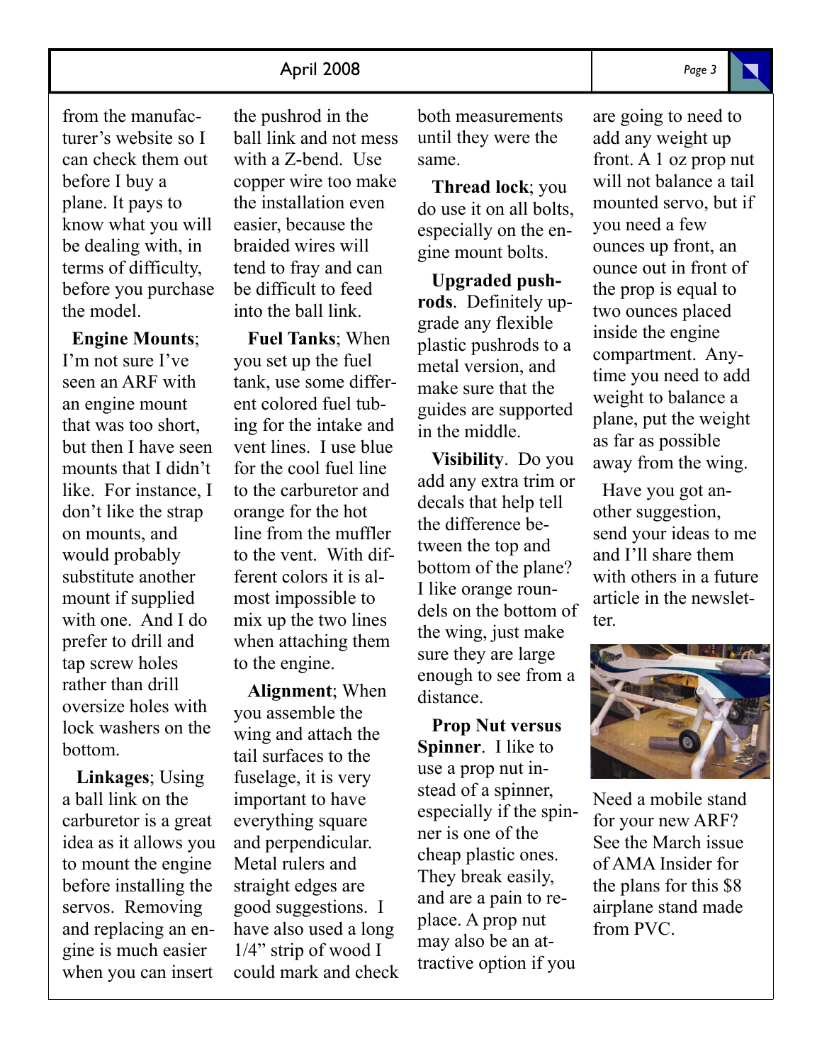from the manufacturer's website so I can check them out before I buy a plane. It pays to know what you will be dealing with, in terms of difficulty, before you purchase the model.

**Engine Mounts**; I'm not sure I've seen an ARF with an engine mount that was too short, but then I have seen mounts that I didn't like. For instance, I don't like the strap on mounts, and would probably substitute another mount if supplied with one. And I do prefer to drill and tap screw holes rather than drill oversize holes with lock washers on the bottom.

**Linkages**; Using a ball link on the carburetor is a great idea as it allows you to mount the engine before installing the servos. Removing and replacing an engine is much easier when you can insert the pushrod in the ball link and not mess with a Z-bend. Use copper wire too make the installation even easier, because the braided wires will tend to fray and can be difficult to feed into the ball link.

**Fuel Tanks**; When you set up the fuel tank, use some different colored fuel tubing for the intake and vent lines. I use blue for the cool fuel line to the carburetor and orange for the hot line from the muffler to the vent. With different colors it is almost impossible to mix up the two lines when attaching them to the engine.

**Alignment**; When you assemble the wing and attach the tail surfaces to the fuselage, it is very important to have everything square and perpendicular. Metal rulers and straight edges are good suggestions. I have also used a long 1/4" strip of wood I could mark and check both measurements until they were the same.

**Thread lock**; you do use it on all bolts, especially on the engine mount bolts.

**Upgraded pushrods**. Definitely upgrade any flexible plastic pushrods to a metal version, and make sure that the guides are supported in the middle.

**Visibility**. Do you add any extra trim or decals that help tell the difference between the top and bottom of the plane? I like orange roundels on the bottom of the wing, just make sure they are large enough to see from a distance.

**Prop Nut versus Spinner**. I like to use a prop nut instead of a spinner, especially if the spinner is one of the cheap plastic ones. They break easily, and are a pain to replace. A prop nut may also be an attractive option if you are going to need to add any weight up front. A 1 oz prop nut will not balance a tail mounted servo, but if you need a few ounces up front, an ounce out in front of the prop is equal to two ounces placed inside the engine compartment. Anytime you need to add weight to balance a plane, put the weight as far as possible away from the wing.

Have you got another suggestion, send your ideas to me and I'll share them with others in a future article in the newsletter.

Need a mobile stand for your new ARF? See the March issue of AMA Insider for the plans for this $8 airplane stand made from PVC.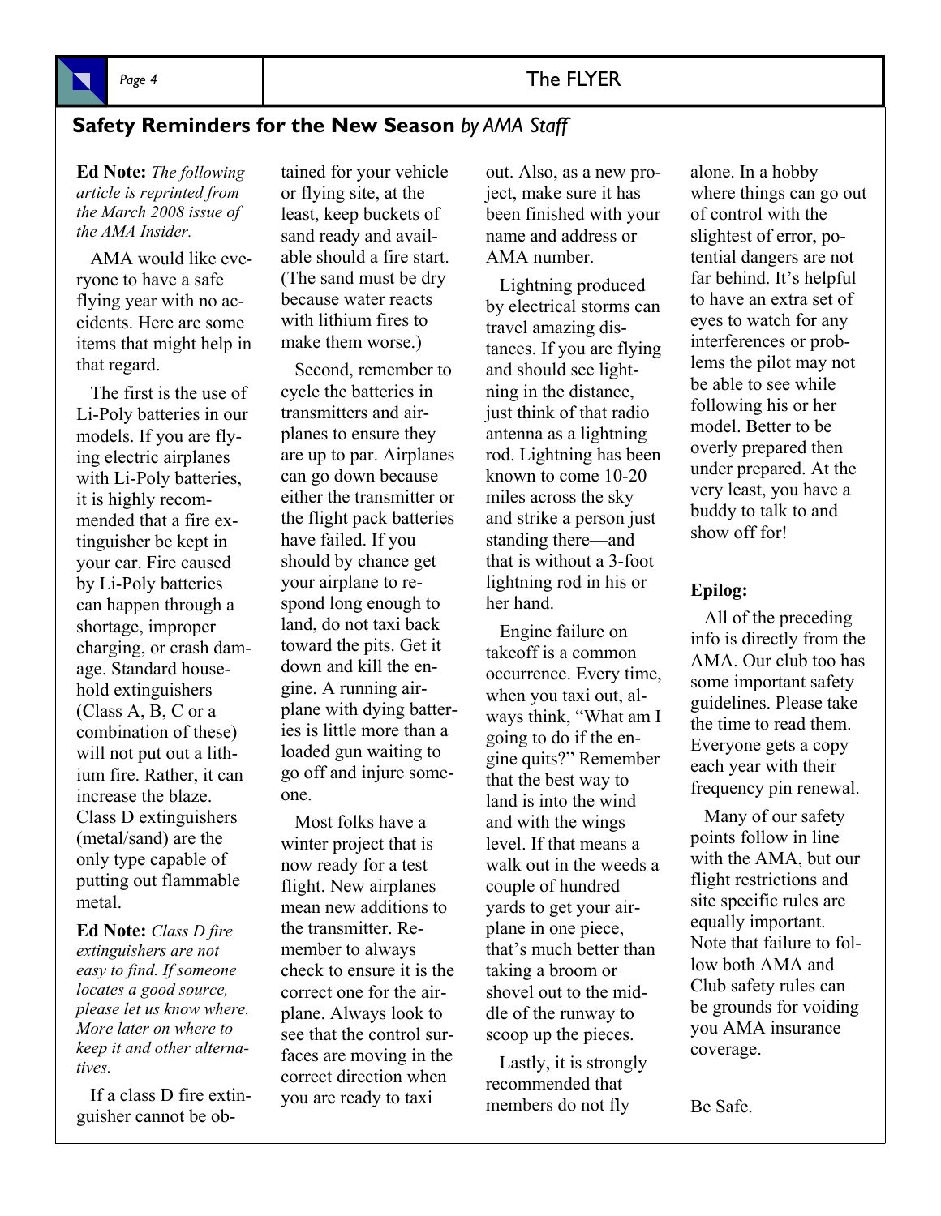## Safety Reminders for the New Season *by AMA Staff*

**Ed Note:** *The following article is reprinted from the March 2008 issue of the AMA Insider.*

AMA would like everyone to have a safe flying year with no accidents. Here are some items that might help in that regard.

The first is the use of Li-Poly batteries in our models. If you are flying electric airplanes with Li-Poly batteries, it is highly recommended that a fire extinguisher be kept in your car. Fire caused by Li-Poly batteries can happen through a shortage, improper charging, or crash damage. Standard household extinguishers (Class A, B, C or a combination of these) will not put out a lithium fire. Rather, it can increase the blaze. Class D extinguishers (metal/sand) are the only type capable of putting out flammable metal.

**Ed Note:** *Class D fire extinguishers are not easy to find. If someone locates a good source, please let us know where. More later on where to keep it and other alternatives.*

If a class D fire extinguisher cannot be obtained for your vehicle or flying site, at the least, keep buckets of sand ready and available should a fire start. (The sand must be dry because water reacts with lithium fires to make them worse.)

Second, remember to cycle the batteries in transmitters and airplanes to ensure they are up to par. Airplanes can go down because either the transmitter or the flight pack batteries have failed. If you should by chance get your airplane to respond long enough to land, do not taxi back toward the pits. Get it down and kill the engine. A running airplane with dying batteries is little more than a loaded gun waiting to go off and injure someone.

Most folks have a winter project that is now ready for a test flight. New airplanes mean new additions to the transmitter. Remember to always check to ensure it is the correct one for the airplane. Always look to see that the control surfaces are moving in the correct direction when you are ready to taxi out. Also, as a new project, make sure it has been finished with your name and address or AMA number.

Lightning produced by electrical storms can travel amazing distances. If you are flying and should see lightning in the distance, just think of that radio antenna as a lightning rod. Lightning has been known to come 10-20 miles across the sky and strike a person just standing there—and that is without a 3-foot lightning rod in his or her hand.

Engine failure on takeoff is a common occurrence. Every time, when you taxi out, always think, "What am I going to do if the engine quits?" Remember that the best way to land is into the wind and with the wings level. If that means a walk out in the weeds a couple of hundred yards to get your airplane in one piece, that's much better than taking a broom or shovel out to the middle of the runway to scoop up the pieces.

Lastly, it is strongly recommended that members do not fly alone. In a hobby where things can go out of control with the slightest of error, potential dangers are not far behind. It's helpful to have an extra set of eyes to watch for any interferences or problems the pilot may not be able to see while following his or her model. Better to be overly prepared then under prepared. At the very least, you have a buddy to talk to and show off for!

**Epilog:**

All of the preceding info is directly from the AMA. Our club too has some important safety guidelines. Please take the time to read them. Everyone gets a copy each year with their frequency pin renewal.

Many of our safety points follow in line with the AMA, but our flight restrictions and site specific rules are equally important. Note that failure to follow both AMA and Club safety rules can be grounds for voiding you AMA insurance coverage.

Be Safe.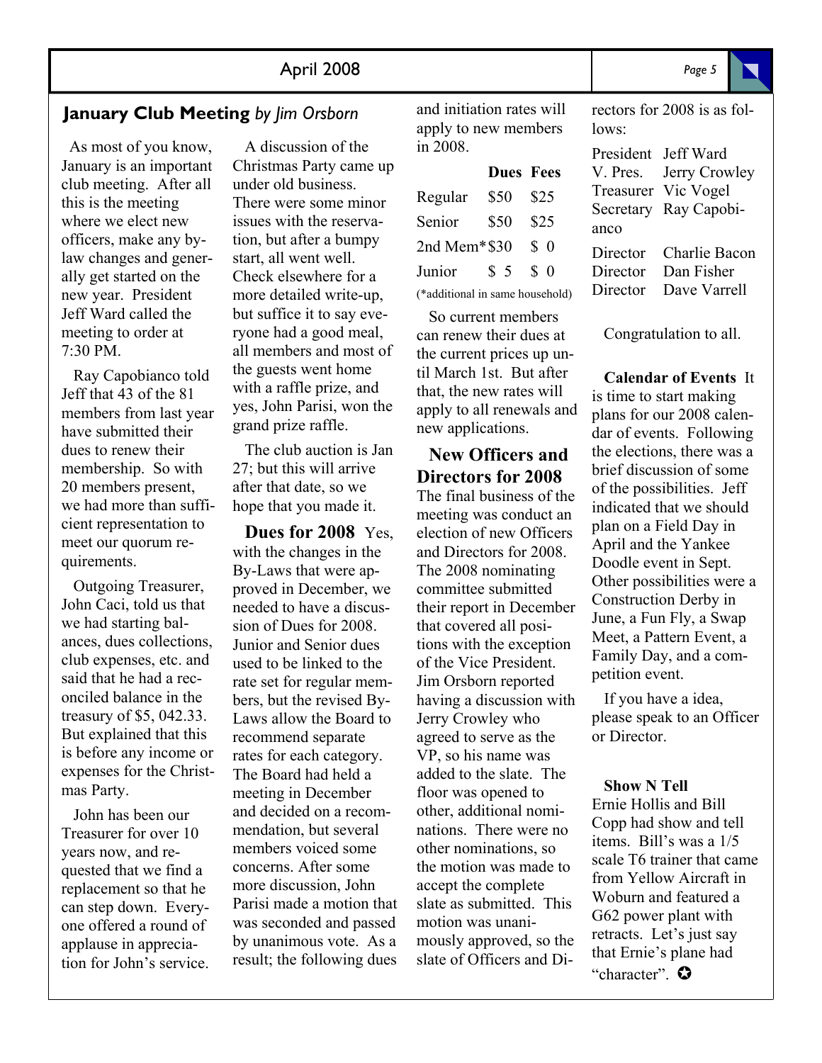## January Club Meeting *by Jim Orsborn*

As most of you know, January is an important club meeting. After all this is the meeting where we elect new officers, make any by-law changes and generally get started on the new year. President Jeff Ward called the meeting to order at 7:30 PM.

Ray Capobianco told Jeff that 43 of the 81 members from last year have submitted their dues to renew their membership. So with 20 members present, we had more than sufficient representation to meet our quorum requirements.

Outgoing Treasurer, John Caci, told us that we had starting balances, dues collections, club expenses, etc. and said that he had a reconciled balance in the treasury of $5, 042.33. But explained that this is before any income or expenses for the Christmas Party.

John has been our Treasurer for over 10 years now, and requested that we find a replacement so that he can step down. Everyone offered a round of applause in appreciation for John's service.

A discussion of the Christmas Party came up under old business. There were some minor issues with the reservation, but after a bumpy start, all went well. Check elsewhere for a more detailed write-up, but suffice it to say everyone had a good meal, all members and most of the guests went home with a raffle prize, and yes, John Parisi, won the grand prize raffle.

The club auction is Jan 27; but this will arrive after that date, so we hope that you made it.

**Dues for 2008** Yes, with the changes in the By-Laws that were approved in December, we needed to have a discussion of Dues for 2008. Junior and Senior dues used to be linked to the rate set for regular members, but the revised By-Laws allow the Board to recommend separate rates for each category. The Board had held a meeting in December and decided on a recommendation, but several members voiced some concerns. After some more discussion, John Parisi made a motion that was seconded and passed by unanimous vote. As a result; the following dues and initiation rates will apply to new members in 2008.

| | Dues | Fees |
|---|---|---|
| Regular | $50 | $25 |
| Senior | $50 | $25 |
| 2nd Mem* | $30 | $ 0 |
| Junior | $ 5 | $ 0 |

(*additional in same household)

So current members can renew their dues at the current prices up until March 1st. But after that, the new rates will apply to all renewals and new applications.

**New Officers and Directors for 2008** The final business of the meeting was conduct an election of new Officers and Directors for 2008. The 2008 nominating committee submitted their report in December that covered all positions with the exception of the Vice President. Jim Orsborn reported having a discussion with Jerry Crowley who agreed to serve as the VP, so his name was added to the slate. The floor was opened to other, additional nominations. There were no other nominations, so the motion was made to accept the complete slate as submitted. This motion was unanimously approved, so the slate of Officers and Directors for 2008 is as follows:

| | |
|---|---|
| President | Jeff Ward |
| V. Pres. | Jerry Crowley |
| Treasurer | Vic Vogel |
| Secretary | Ray Capobianco |
| Director | Charlie Bacon |
| Director | Dan Fisher |
| Director | Dave Varrell |

Congratulation to all.

**Calendar of Events** It is time to start making plans for our 2008 calendar of events. Following the elections, there was a brief discussion of some of the possibilities. Jeff indicated that we should plan on a Field Day in April and the Yankee Doodle event in Sept. Other possibilities were a Construction Derby in June, a Fun Fly, a Swap Meet, a Pattern Event, a Family Day, and a competition event.

If you have a idea, please speak to an Officer or Director.

**Show N Tell** Ernie Hollis and Bill Copp had show and tell items. Bill's was a 1/5 scale T6 trainer that came from Yellow Aircraft in Woburn and featured a G62 power plant with retracts. Let's just say that Ernie's plane had "character". ✪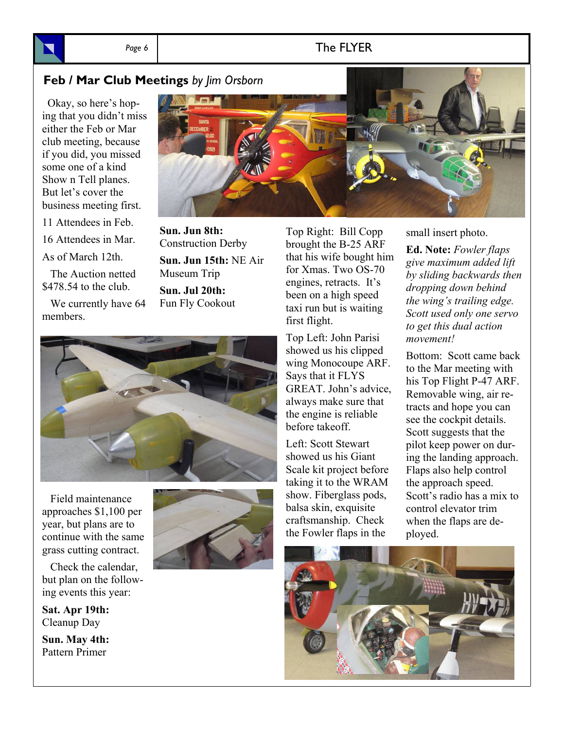## Feb / Mar Club Meetings *by Jim Orsborn*

Okay, so here's hoping that you didn't miss either the Feb or Mar club meeting, because if you did, you missed some one of a kind Show n Tell planes. But let's cover the business meeting first.

11 Attendees in Feb.

16 Attendees in Mar.

As of March 12th.

The Auction netted $478.54 to the club.

We currently have 64 members.

Field maintenance approaches $1,100 per year, but plans are to continue with the same grass cutting contract.

Check the calendar, but plan on the following events this year:

**Sat. Apr 19th:** Cleanup Day

**Sun. May 4th:** Pattern Primer

**Sun. Jun 8th:** Construction Derby

**Sun. Jun 15th:** NE Air Museum Trip

**Sun. Jul 20th:** Fun Fly Cookout

Top Right: Bill Copp brought the B-25 ARF that his wife bought him for Xmas. Two OS-70 engines, retracts. It's been on a high speed taxi run but is waiting first flight.

Top Left: John Parisi showed us his clipped wing Monocoupe ARF. Says that it FLYS GREAT. John's advice, always make sure that the engine is reliable before takeoff.

Left: Scott Stewart showed us his Giant Scale kit project before taking it to the WRAM show. Fiberglass pods, balsa skin, exquisite craftsmanship. Check the Fowler flaps in the small insert photo.

**Ed. Note:** *Fowler flaps give maximum added lift by sliding backwards then dropping down behind the wing's trailing edge. Scott used only one servo to get this dual action movement!*

Bottom: Scott came back to the Mar meeting with his Top Flight P-47 ARF. Removable wing, air retracts and hope you can see the cockpit details. Scott suggests that the pilot keep power on during the landing approach. Flaps also help control the approach speed. Scott's radio has a mix to control elevator trim when the flaps are deployed.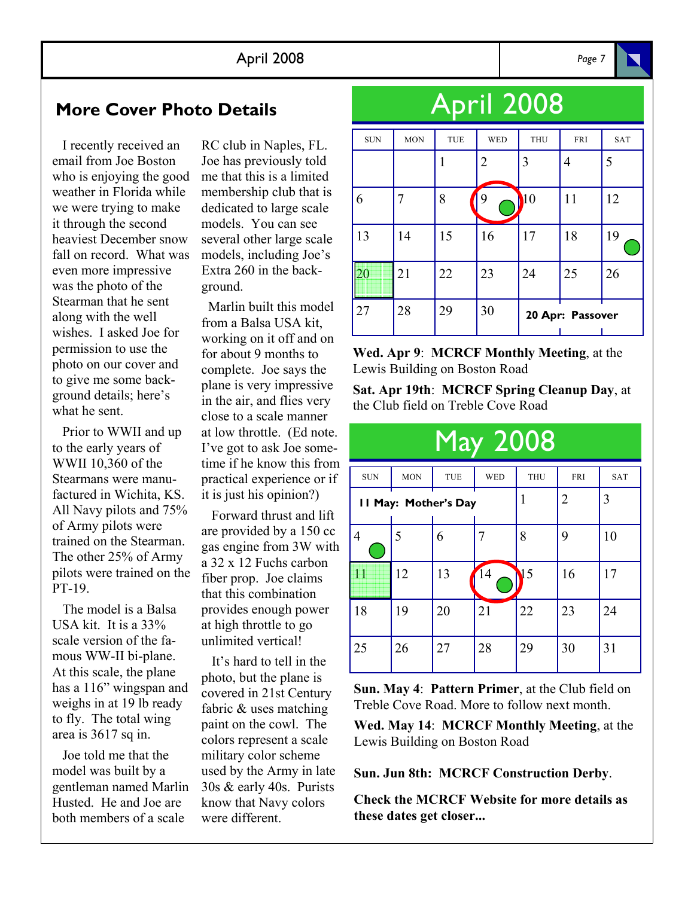## More Cover Photo Details

I recently received an email from Joe Boston who is enjoying the good weather in Florida while we were trying to make it through the second heaviest December snow fall on record. What was even more impressive was the photo of the Stearman that he sent along with the well wishes. I asked Joe for permission to use the photo on our cover and to give me some background details; here's what he sent.

Prior to WWII and up to the early years of WWII 10,360 of the Stearmans were manufactured in Wichita, KS. All Navy pilots and 75% of Army pilots were trained on the Stearman. The other 25% of Army pilots were trained on the PT-19.

The model is a Balsa USA kit. It is a 33% scale version of the famous WW-II bi-plane. At this scale, the plane has a 116" wingspan and weighs in at 19 lb ready to fly. The total wing area is 3617 sq in.

Joe told me that the model was built by a gentleman named Marlin Husted. He and Joe are both members of a scale RC club in Naples, FL. Joe has previously told me that this is a limited membership club that is dedicated to large scale models. You can see several other large scale models, including Joe's Extra 260 in the background.

Marlin built this model from a Balsa USA kit, working on it off and on for about 9 months to complete. Joe says the plane is very impressive in the air, and flies very close to a scale manner at low throttle. (Ed note. I've got to ask Joe sometime if he know this from practical experience or if it is just his opinion?)

Forward thrust and lift are provided by a 150 cc gas engine from 3W with a 32 x 12 Fuchs carbon fiber prop. Joe claims that this combination provides enough power at high throttle to go unlimited vertical!

It's hard to tell in the photo, but the plane is covered in 21st Century fabric & uses matching paint on the cowl. The colors represent a scale military color scheme used by the Army in late 30s & early 40s. Purists know that Navy colors were different.

## April 2008

| SUN | MON | TUE | WED | THU | FRI | SAT |
|---|---|---|---|---|---|---|
| | | 1 | 2 | 3 | 4 | 5 |
| 6 | 7 | 8 | 9 | 10 | 11 | 12 |
| 13 | 14 | 15 | 16 | 17 | 18 | 19 |
| 20 | 21 | 22 | 23 | 24 | 25 | 26 |
| 27 | 28 | 29 | 30 | 20 Apr: Passover | | |

**Wed. Apr 9**: **MCRCF Monthly Meeting**, at the Lewis Building on Boston Road

**Sat. Apr 19th**: **MCRCF Spring Cleanup Day**, at the Club field on Treble Cove Road

## May 2008

| SUN | MON | TUE | WED | THU | FRI | SAT |
|---|---|---|---|---|---|---|
| 11 May: Mother's Day | | | | 1 | 2 | 3 |
| 4 | 5 | 6 | 7 | 8 | 9 | 10 |
| 11 | 12 | 13 | 14 | 15 | 16 | 17 |
| 18 | 19 | 20 | 21 | 22 | 23 | 24 |
| 25 | 26 | 27 | 28 | 29 | 30 | 31 |

**Sun. May 4**: **Pattern Primer**, at the Club field on Treble Cove Road. More to follow next month.

**Wed. May 14**: **MCRCF Monthly Meeting**, at the Lewis Building on Boston Road

**Sun. Jun 8th: MCRCF Construction Derby**.

**Check the MCRCF Website for more details as these dates get closer...**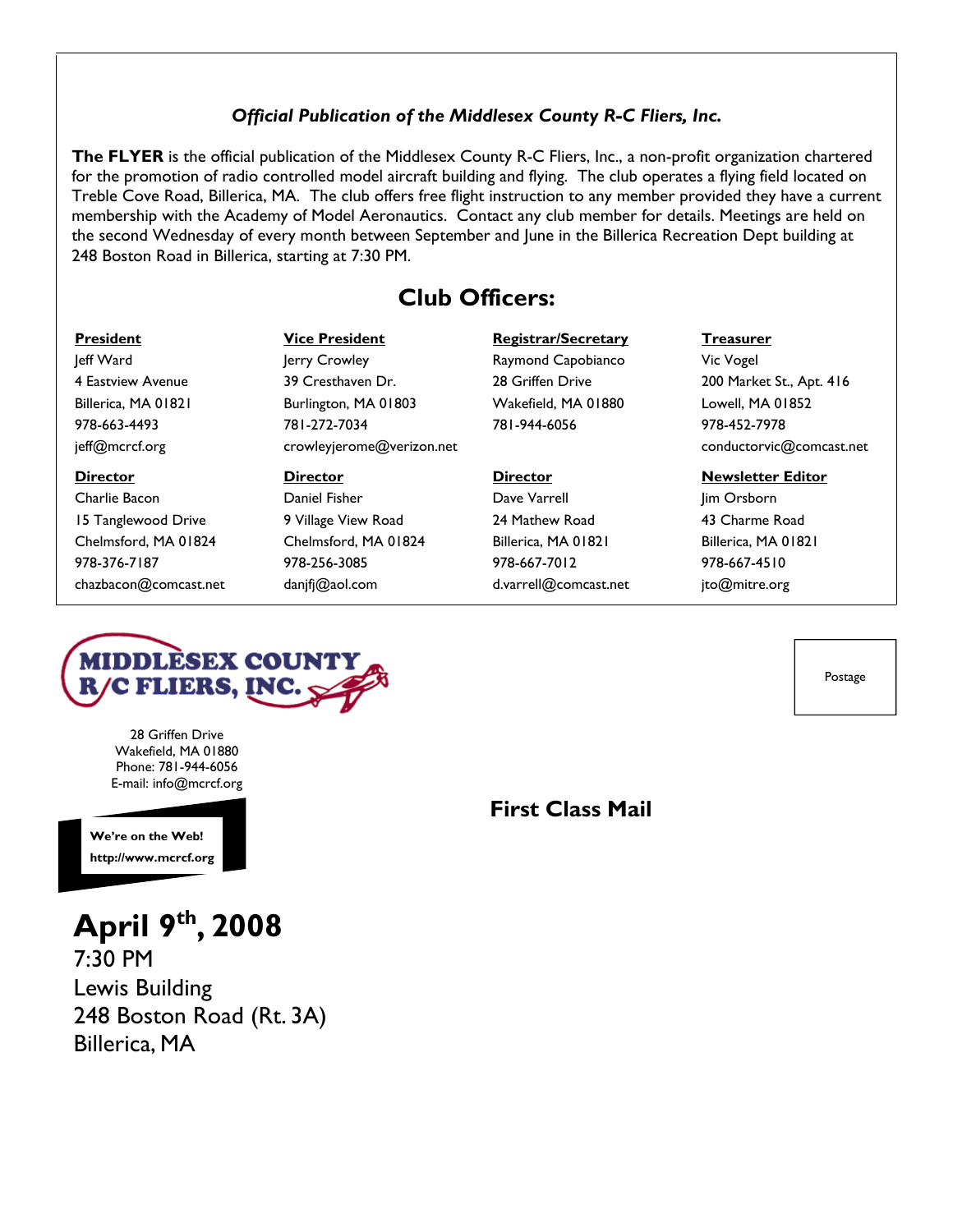*Official Publication of the Middlesex County R-C Fliers, Inc.*

**The FLYER** is the official publication of the Middlesex County R-C Fliers, Inc., a non-profit organization chartered for the promotion of radio controlled model aircraft building and flying. The club operates a flying field located on Treble Cove Road, Billerica, MA. The club offers free flight instruction to any member provided they have a current membership with the Academy of Model Aeronautics. Contact any club member for details. Meetings are held on the second Wednesday of every month between September and June in the Billerica Recreation Dept building at 248 Boston Road in Billerica, starting at 7:30 PM.

## Club Officers:

**President**
Jeff Ward
4 Eastview Avenue
Billerica, MA 01821
978-663-4493
jeff@mcrcf.org

**Vice President**
Jerry Crowley
39 Cresthaven Dr.
Burlington, MA 01803
781-272-7034
crowleyjerome@verizon.net

**Registrar/Secretary**
Raymond Capobianco
28 Griffen Drive
Wakefield, MA 01880
781-944-6056

**Treasurer**
Vic Vogel
200 Market St., Apt. 416
Lowell, MA 01852
978-452-7978
conductorvic@comcast.net

**Director**
Charlie Bacon
15 Tanglewood Drive
Chelmsford, MA 01824
978-376-7187
chazbacon@comcast.net

**Director**
Daniel Fisher
9 Village View Road
Chelmsford, MA 01824
978-256-3085
danjfj@aol.com

**Director**
Dave Varrell
24 Mathew Road
Billerica, MA 01821
978-667-7012
d.varrell@comcast.net

**Newsletter Editor**
Jim Orsborn
43 Charme Road
Billerica, MA 01821
978-667-4510
jto@mitre.org

MIDDLESEX COUNTY R/C FLIERS, INC.

28 Griffen Drive
Wakefield, MA 01880
Phone: 781-944-6056
E-mail: info@mcrcf.org

Postage

**We're on the Web!**
**http://www.mcrcf.org**

**First Class Mail**

# April 9th, 2008

7:30 PM
Lewis Building
248 Boston Road (Rt. 3A)
Billerica, MA